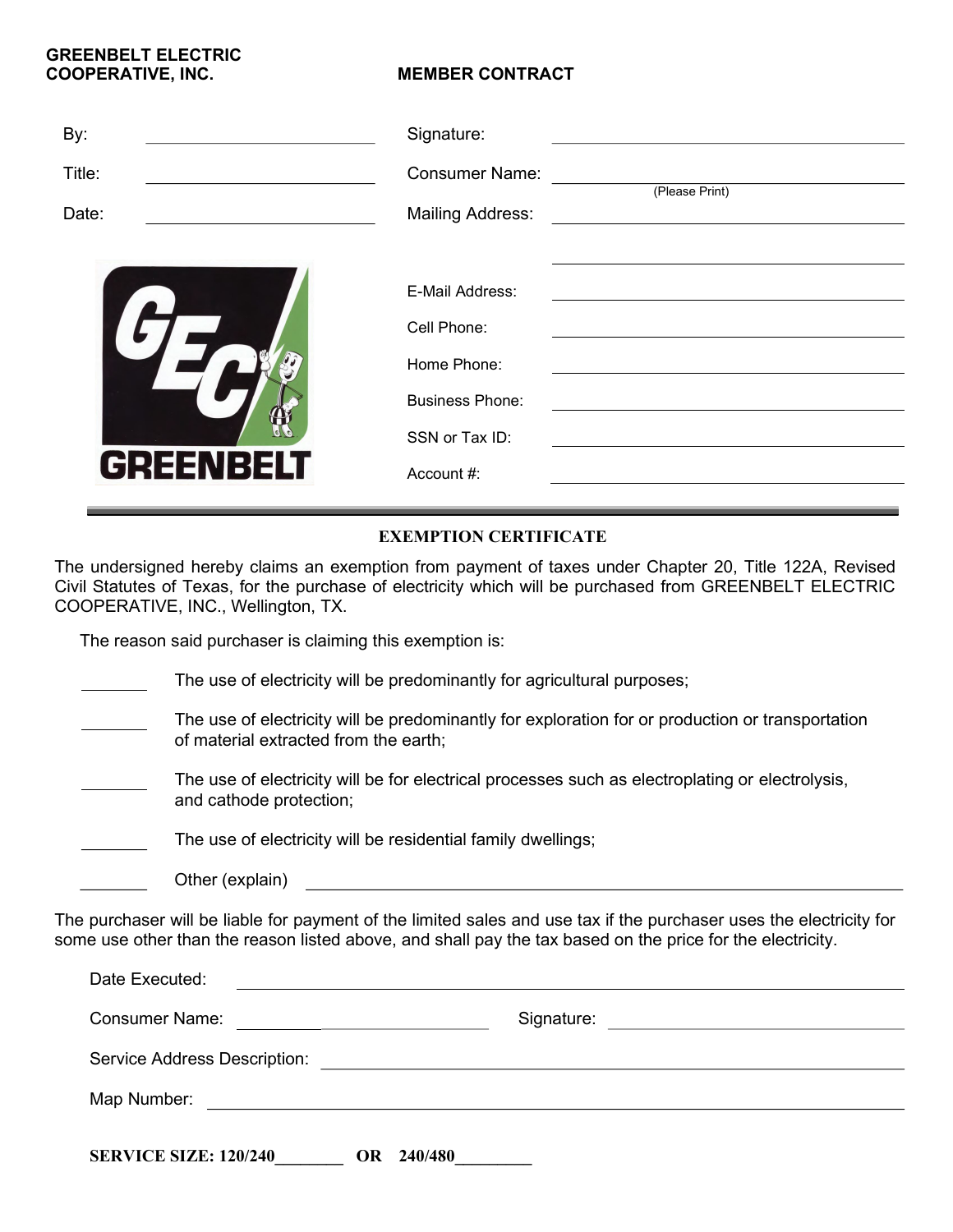**GREENBELT ELECTRIC COOPERATIVE, INC.**

**MEMBER CONTRACT**

By: ______________________

Title: ______________________

Date: ______________________

Signature: ______________________

Consumer Name: ______________________
(Please Print)

Mailing Address: ______________________

______________________

E-Mail Address: ______________________

Cell Phone: ______________________

Home Phone: ______________________

Business Phone: ______________________

SSN or Tax ID: ______________________

Account #: ______________________

GREENBELT

---

## EXEMPTION CERTIFICATE

The undersigned hereby claims an exemption from payment of taxes under Chapter 20, Title 122A, Revised Civil Statutes of Texas, for the purchase of electricity which will be purchased from GREENBELT ELECTRIC COOPERATIVE, INC., Wellington, TX.

The reason said purchaser is claiming this exemption is:

_______ The use of electricity will be predominantly for agricultural purposes;

_______ The use of electricity will be predominantly for exploration for or production or transportation of material extracted from the earth;

_______ The use of electricity will be for electrical processes such as electroplating or electrolysis, and cathode protection;

_______ The use of electricity will be residential family dwellings;

_______ Other (explain) ______________________

The purchaser will be liable for payment of the limited sales and use tax if the purchaser uses the electricity for some use other than the reason listed above, and shall pay the tax based on the price for the electricity.

Date Executed: ______________________

Consumer Name: ______________________ Signature: ______________________

Service Address Description: ______________________

Map Number: ______________________

**SERVICE SIZE: 120/240________ OR 240/480________**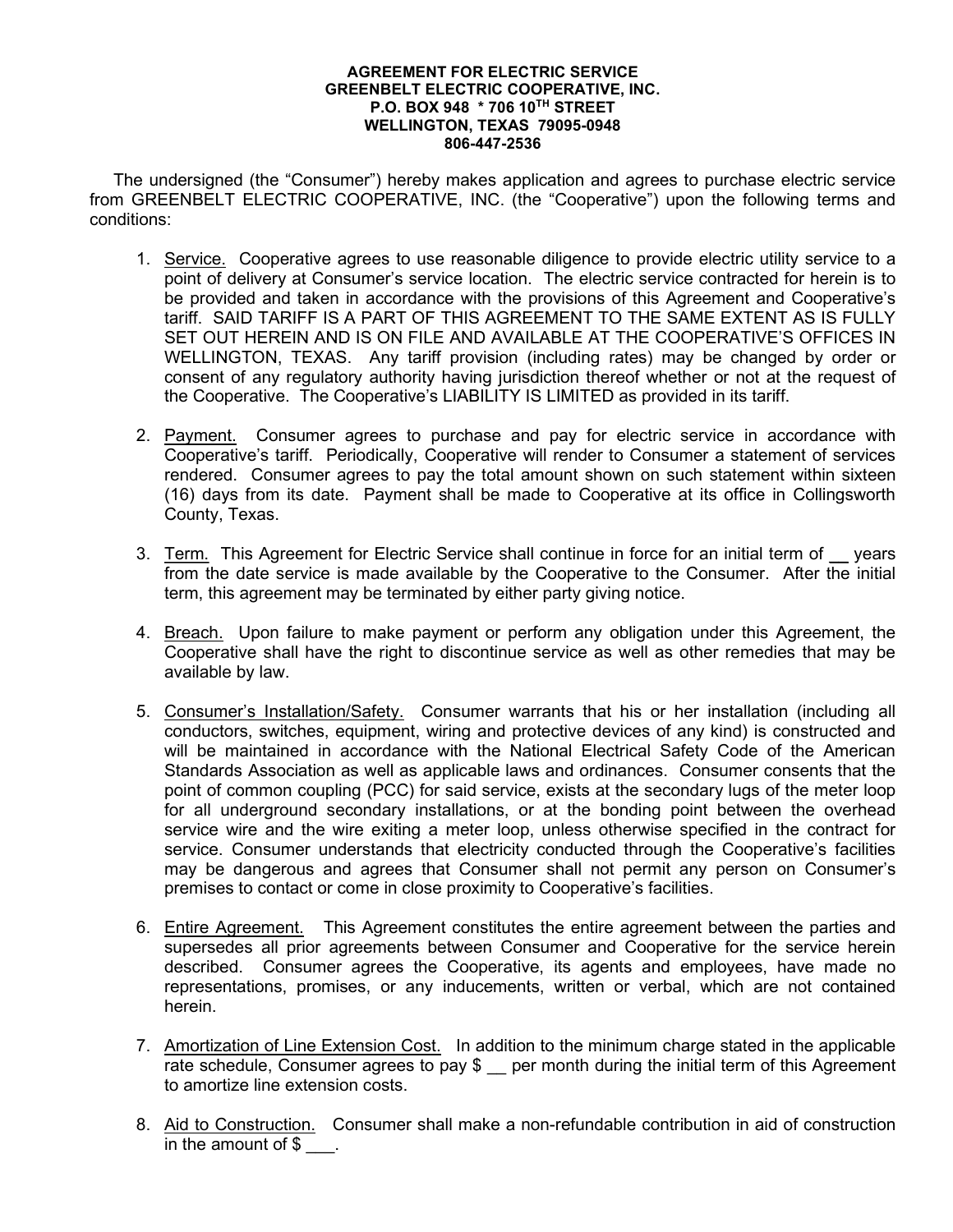**AGREEMENT FOR ELECTRIC SERVICE**
**GREENBELT ELECTRIC COOPERATIVE, INC.**
**P.O. BOX 948 * 706 10TH STREET**
**WELLINGTON, TEXAS 79095-0948**
**806-447-2536**

The undersigned (the "Consumer") hereby makes application and agrees to purchase electric service from GREENBELT ELECTRIC COOPERATIVE, INC. (the "Cooperative") upon the following terms and conditions:

1. Service. Cooperative agrees to use reasonable diligence to provide electric utility service to a point of delivery at Consumer's service location. The electric service contracted for herein is to be provided and taken in accordance with the provisions of this Agreement and Cooperative's tariff. SAID TARIFF IS A PART OF THIS AGREEMENT TO THE SAME EXTENT AS IS FULLY SET OUT HEREIN AND IS ON FILE AND AVAILABLE AT THE COOPERATIVE'S OFFICES IN WELLINGTON, TEXAS. Any tariff provision (including rates) may be changed by order or consent of any regulatory authority having jurisdiction thereof whether or not at the request of the Cooperative. The Cooperative's LIABILITY IS LIMITED as provided in its tariff.

2. Payment. Consumer agrees to purchase and pay for electric service in accordance with Cooperative's tariff. Periodically, Cooperative will render to Consumer a statement of services rendered. Consumer agrees to pay the total amount shown on such statement within sixteen (16) days from its date. Payment shall be made to Cooperative at its office in Collingsworth County, Texas.

3. Term. This Agreement for Electric Service shall continue in force for an initial term of __ years from the date service is made available by the Cooperative to the Consumer. After the initial term, this agreement may be terminated by either party giving notice.

4. Breach. Upon failure to make payment or perform any obligation under this Agreement, the Cooperative shall have the right to discontinue service as well as other remedies that may be available by law.

5. Consumer's Installation/Safety. Consumer warrants that his or her installation (including all conductors, switches, equipment, wiring and protective devices of any kind) is constructed and will be maintained in accordance with the National Electrical Safety Code of the American Standards Association as well as applicable laws and ordinances. Consumer consents that the point of common coupling (PCC) for said service, exists at the secondary lugs of the meter loop for all underground secondary installations, or at the bonding point between the overhead service wire and the wire exiting a meter loop, unless otherwise specified in the contract for service. Consumer understands that electricity conducted through the Cooperative's facilities may be dangerous and agrees that Consumer shall not permit any person on Consumer's premises to contact or come in close proximity to Cooperative's facilities.

6. Entire Agreement. This Agreement constitutes the entire agreement between the parties and supersedes all prior agreements between Consumer and Cooperative for the service herein described. Consumer agrees the Cooperative, its agents and employees, have made no representations, promises, or any inducements, written or verbal, which are not contained herein.

7. Amortization of Line Extension Cost. In addition to the minimum charge stated in the applicable rate schedule, Consumer agrees to pay $ __ per month during the initial term of this Agreement to amortize line extension costs.

8. Aid to Construction. Consumer shall make a non-refundable contribution in aid of construction in the amount of $ ___.